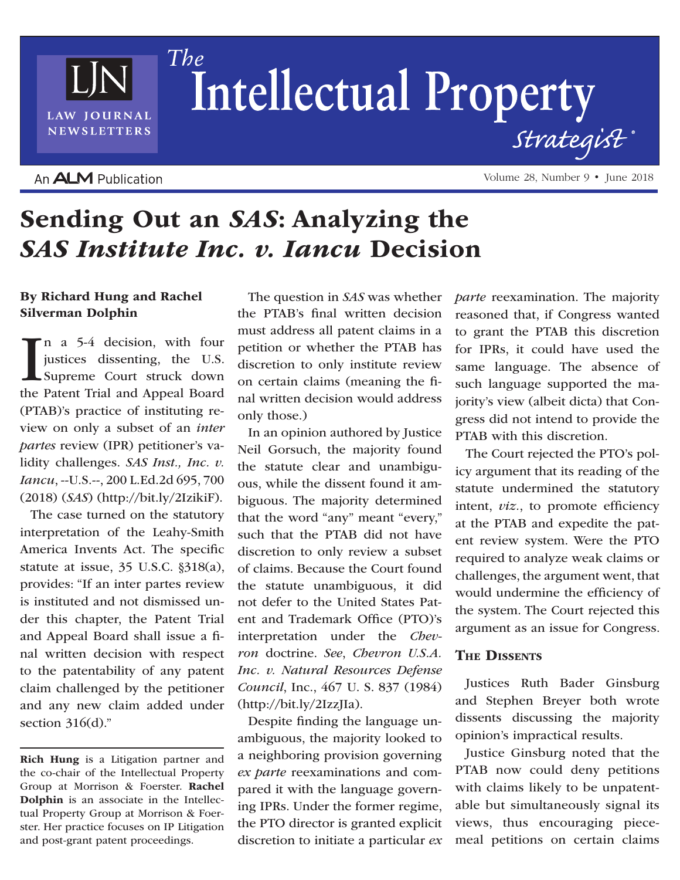# Sending Out an *SAS*: Analyzing the *SAS Institute Inc. v. Iancu* Decision

**By Richard Hung and Rachel Silverman Dolphin**

In a 5-4 decision, with four justices dissenting, the U.S. Supreme Court struck down the Patent Trial and Appeal Board (PTAB)'s practice of instituting review on only a subset of an *inter partes* review (IPR) petitioner's validity challenges. *SAS Inst., Inc. v. Iancu*, --U.S.--, 200 L.Ed.2d 695, 700 (2018) (*SAS*) (http://bit.ly/2IzikiF).

The case turned on the statutory interpretation of the Leahy-Smith America Invents Act. The specific statute at issue, 35 U.S.C. §318(a), provides: "If an inter partes review is instituted and not dismissed under this chapter, the Patent Trial and Appeal Board shall issue a final written decision with respect to the patentability of any patent claim challenged by the petitioner and any new claim added under section 316(d)."

**Rich Hung** is a Litigation partner and the co-chair of the Intellectual Property Group at Morrison & Foerster. **Rachel Dolphin** is an associate in the Intellectual Property Group at Morrison & Foerster. Her practice focuses on IP Litigation and post-grant patent proceedings.

The question in *SAS* was whether the PTAB's final written decision must address all patent claims in a petition or whether the PTAB has discretion to only institute review on certain claims (meaning the final written decision would address only those.)

In an opinion authored by Justice Neil Gorsuch, the majority found the statute clear and unambiguous, while the dissent found it ambiguous. The majority determined that the word "any" meant "every," such that the PTAB did not have discretion to only review a subset of claims. Because the Court found the statute unambiguous, it did not defer to the United States Patent and Trademark Office (PTO)'s interpretation under the *Chevron* doctrine. *See*, *Chevron U.S.A. Inc. v. Natural Resources Defense Council*, Inc., 467 U. S. 837 (1984) (http://bit.ly/2IzzJIa).

Despite finding the language unambiguous, the majority looked to a neighboring provision governing *ex parte* reexaminations and compared it with the language governing IPRs. Under the former regime, the PTO director is granted explicit discretion to initiate a particular *ex parte* reexamination. The majority reasoned that, if Congress wanted to grant the PTAB this discretion for IPRs, it could have used the same language. The absence of such language supported the majority's view (albeit dicta) that Congress did not intend to provide the PTAB with this discretion.

The Court rejected the PTO's policy argument that its reading of the statute undermined the statutory intent, *viz.*, to promote efficiency at the PTAB and expedite the patent review system. Were the PTO required to analyze weak claims or challenges, the argument went, that would undermine the efficiency of the system. The Court rejected this argument as an issue for Congress.

## The Dissents

Justices Ruth Bader Ginsburg and Stephen Breyer both wrote dissents discussing the majority opinion's impractical results.

Justice Ginsburg noted that the PTAB now could deny petitions with claims likely to be unpatentable but simultaneously signal its views, thus encouraging piecemeal petitions on certain claims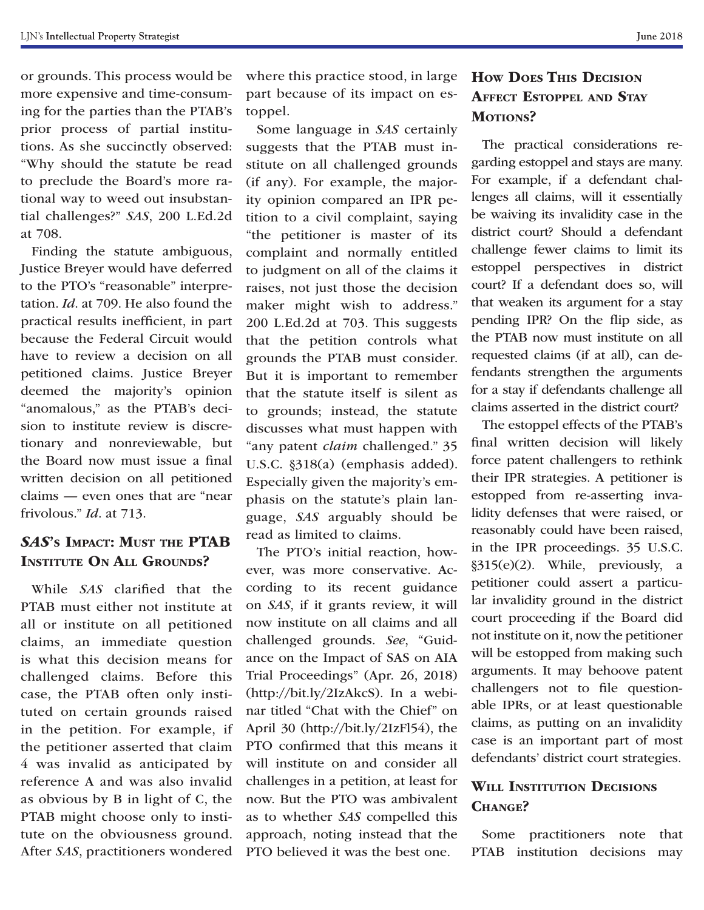or grounds. This process would be more expensive and time-consuming for the parties than the PTAB's prior process of partial institutions. As she succinctly observed: "Why should the statute be read to preclude the Board's more rational way to weed out insubstantial challenges?" *SAS*, 200 L.Ed.2d at 708.

Finding the statute ambiguous, Justice Breyer would have deferred to the PTO's "reasonable" interpretation. *Id*. at 709. He also found the practical results inefficient, in part because the Federal Circuit would have to review a decision on all petitioned claims. Justice Breyer deemed the majority's opinion "anomalous," as the PTAB's decision to institute review is discretionary and nonreviewable, but the Board now must issue a final written decision on all petitioned claims — even ones that are "near frivolous." *Id*. at 713.

## *SAS*'s Impact: Must the PTAB Institute On All Grounds?

While *SAS* clarified that the PTAB must either not institute at all or institute on all petitioned claims, an immediate question is what this decision means for challenged claims. Before this case, the PTAB often only instituted on certain grounds raised in the petition. For example, if the petitioner asserted that claim 4 was invalid as anticipated by reference A and was also invalid as obvious by B in light of C, the PTAB might choose only to institute on the obviousness ground. After *SAS*, practitioners wondered where this practice stood, in large part because of its impact on estoppel.

Some language in *SAS* certainly suggests that the PTAB must institute on all challenged grounds (if any). For example, the majority opinion compared an IPR petition to a civil complaint, saying "the petitioner is master of its complaint and normally entitled to judgment on all of the claims it raises, not just those the decision maker might wish to address." 200 L.Ed.2d at 703. This suggests that the petition controls what grounds the PTAB must consider. But it is important to remember that the statute itself is silent as to grounds; instead, the statute discusses what must happen with "any patent *claim* challenged." 35 U.S.C. §318(a) (emphasis added). Especially given the majority's emphasis on the statute's plain language, *SAS* arguably should be read as limited to claims.

The PTO's initial reaction, however, was more conservative. According to its recent guidance on *SAS*, if it grants review, it will now institute on all claims and all challenged grounds. *See*, "Guidance on the Impact of SAS on AIA Trial Proceedings" (Apr. 26, 2018) (http://bit.ly/2IzAkcS). In a webinar titled "Chat with the Chief" on April 30 (http://bit.ly/2IzFl54), the PTO confirmed that this means it will institute on and consider all challenges in a petition, at least for now. But the PTO was ambivalent as to whether *SAS* compelled this approach, noting instead that the PTO believed it was the best one.

## How Does This Decision Affect Estoppel and Stay Motions?

The practical considerations regarding estoppel and stays are many. For example, if a defendant challenges all claims, will it essentially be waiving its invalidity case in the district court? Should a defendant challenge fewer claims to limit its estoppel perspectives in district court? If a defendant does so, will that weaken its argument for a stay pending IPR? On the flip side, as the PTAB now must institute on all requested claims (if at all), can defendants strengthen the arguments for a stay if defendants challenge all claims asserted in the district court?

The estoppel effects of the PTAB's final written decision will likely force patent challengers to rethink their IPR strategies. A petitioner is estopped from re-asserting invalidity defenses that were raised, or reasonably could have been raised, in the IPR proceedings. 35 U.S.C. §315(e)(2). While, previously, a petitioner could assert a particular invalidity ground in the district court proceeding if the Board did not institute on it, now the petitioner will be estopped from making such arguments. It may behoove patent challengers not to file questionable IPRs, or at least questionable claims, as putting on an invalidity case is an important part of most defendants' district court strategies.

## Will Institution Decisions Change?

Some practitioners note that PTAB institution decisions may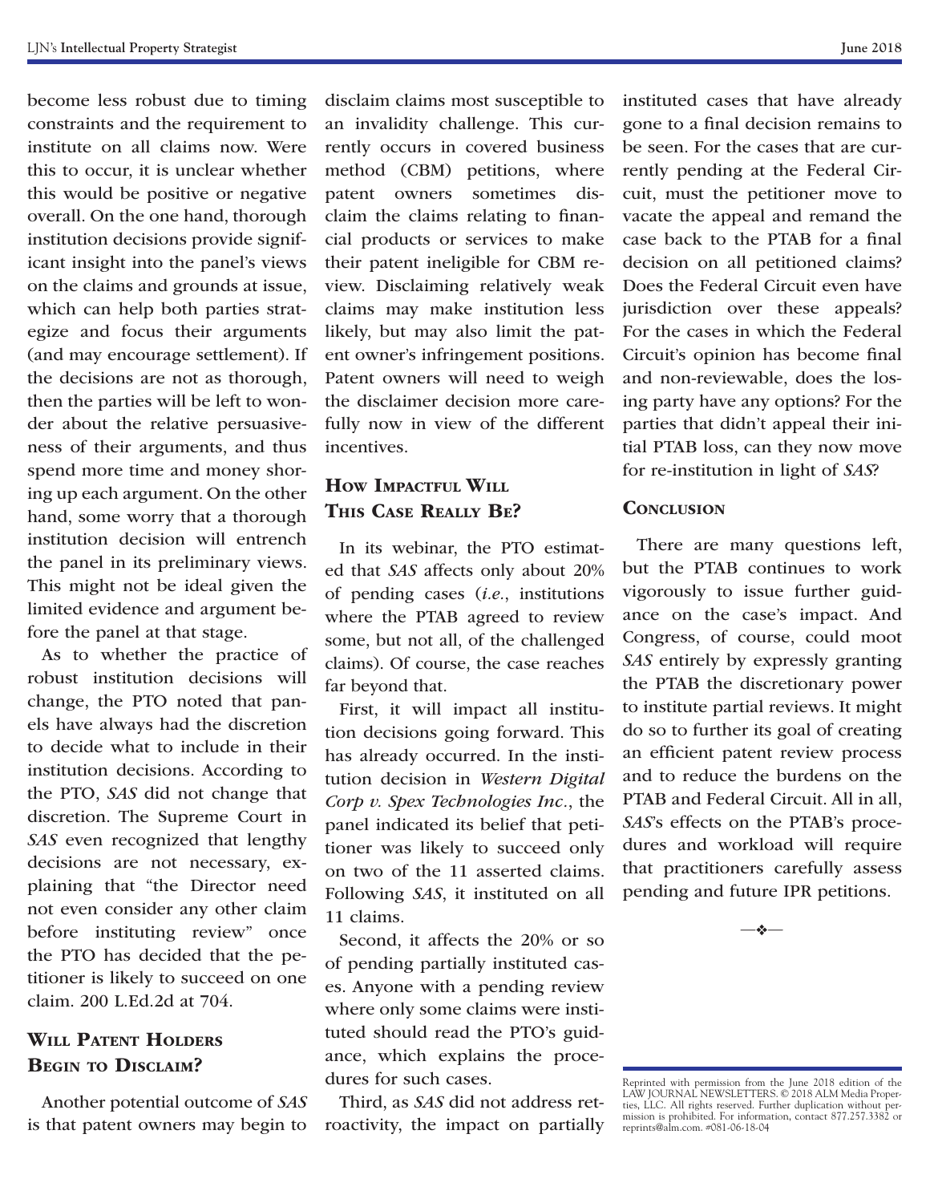become less robust due to timing constraints and the requirement to institute on all claims now. Were this to occur, it is unclear whether this would be positive or negative overall. On the one hand, thorough institution decisions provide significant insight into the panel's views on the claims and grounds at issue, which can help both parties strategize and focus their arguments (and may encourage settlement). If the decisions are not as thorough, then the parties will be left to wonder about the relative persuasiveness of their arguments, and thus spend more time and money shoring up each argument. On the other hand, some worry that a thorough institution decision will entrench the panel in its preliminary views. This might not be ideal given the limited evidence and argument before the panel at that stage.

As to whether the practice of robust institution decisions will change, the PTO noted that panels have always had the discretion to decide what to include in their institution decisions. According to the PTO, *SAS* did not change that discretion. The Supreme Court in *SAS* even recognized that lengthy decisions are not necessary, explaining that "the Director need not even consider any other claim before instituting review" once the PTO has decided that the petitioner is likely to succeed on one claim. 200 L.Ed.2d at 704.

## Will Patent Holders Begin to Disclaim?

Another potential outcome of *SAS* is that patent owners may begin to disclaim claims most susceptible to an invalidity challenge. This currently occurs in covered business method (CBM) petitions, where patent owners sometimes disclaim the claims relating to financial products or services to make their patent ineligible for CBM review. Disclaiming relatively weak claims may make institution less likely, but may also limit the patent owner's infringement positions. Patent owners will need to weigh the disclaimer decision more carefully now in view of the different incentives.

## How Impactful Will This Case Really Be?

In its webinar, the PTO estimated that *SAS* affects only about 20% of pending cases (*i.e.*, institutions where the PTAB agreed to review some, but not all, of the challenged claims). Of course, the case reaches far beyond that.

First, it will impact all institution decisions going forward. This has already occurred. In the institution decision in *Western Digital Corp v. Spex Technologies Inc.*, the panel indicated its belief that petitioner was likely to succeed only on two of the 11 asserted claims. Following *SAS*, it instituted on all 11 claims.

Second, it affects the 20% or so of pending partially instituted cases. Anyone with a pending review where only some claims were instituted should read the PTO's guidance, which explains the procedures for such cases.

Third, as *SAS* did not address retroactivity, the impact on partially instituted cases that have already gone to a final decision remains to be seen. For the cases that are currently pending at the Federal Circuit, must the petitioner move to vacate the appeal and remand the case back to the PTAB for a final decision on all petitioned claims? Does the Federal Circuit even have jurisdiction over these appeals? For the cases in which the Federal Circuit's opinion has become final and non-reviewable, does the losing party have any options? For the parties that didn't appeal their initial PTAB loss, can they now move for re-institution in light of *SAS*?

## Conclusion

There are many questions left, but the PTAB continues to work vigorously to issue further guidance on the case's impact. And Congress, of course, could moot *SAS* entirely by expressly granting the PTAB the discretionary power to institute partial reviews. It might do so to further its goal of creating an efficient patent review process and to reduce the burdens on the PTAB and Federal Circuit. All in all, *SAS*'s effects on the PTAB's procedures and workload will require that practitioners carefully assess pending and future IPR petitions.

—❖—

Reprinted with permission from the June 2018 edition of the LAW JOURNAL NEWSLETTERS. © 2018 ALM Media Properties, LLC. All rights reserved. Further duplication without permission is prohibited. For information, contact 877.257.3382 or reprints@alm.com. #081-06-18-04